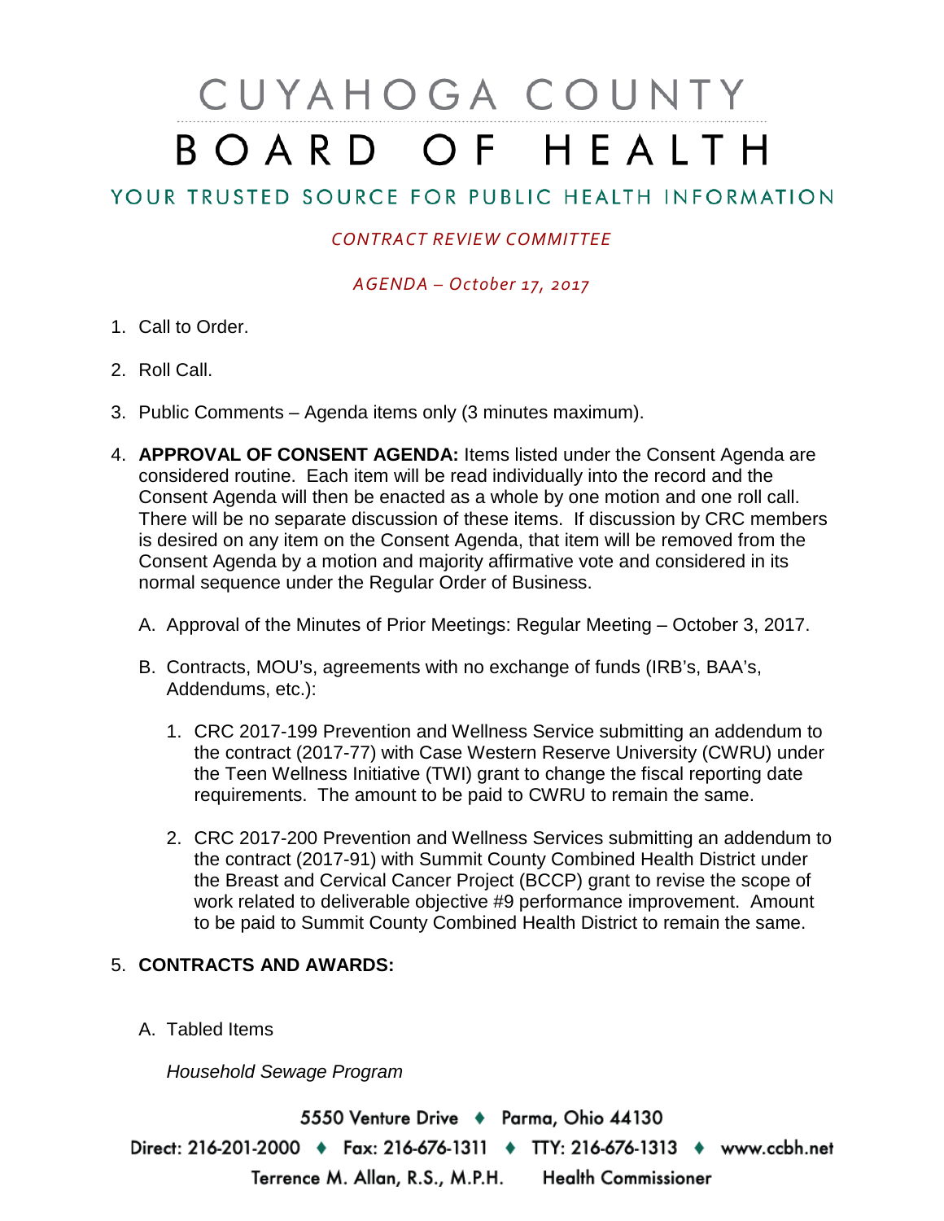# CUYAHOGA COUNTY BOARD OF HEALTH

## YOUR TRUSTED SOURCE FOR PUBLIC HEALTH INFORMATION

*CONTRACT REVIEW COMMITTEE*

*AGENDA – October 17, 2017*

1. Call to Order.

2. Roll Call.

3. Public Comments – Agenda items only (3 minutes maximum).

4. **APPROVAL OF CONSENT AGENDA:** Items listed under the Consent Agenda are considered routine. Each item will be read individually into the record and the Consent Agenda will then be enacted as a whole by one motion and one roll call. There will be no separate discussion of these items. If discussion by CRC members is desired on any item on the Consent Agenda, that item will be removed from the Consent Agenda by a motion and majority affirmative vote and considered in its normal sequence under the Regular Order of Business.

   A. Approval of the Minutes of Prior Meetings: Regular Meeting – October 3, 2017.

   B. Contracts, MOU's, agreements with no exchange of funds (IRB's, BAA's, Addendums, etc.):

      1. CRC 2017-199 Prevention and Wellness Service submitting an addendum to the contract (2017-77) with Case Western Reserve University (CWRU) under the Teen Wellness Initiative (TWI) grant to change the fiscal reporting date requirements. The amount to be paid to CWRU to remain the same.

      2. CRC 2017-200 Prevention and Wellness Services submitting an addendum to the contract (2017-91) with Summit County Combined Health District under the Breast and Cervical Cancer Project (BCCP) grant to revise the scope of work related to deliverable objective #9 performance improvement. Amount to be paid to Summit County Combined Health District to remain the same.

5. **CONTRACTS AND AWARDS:**

   A. Tabled Items

      *Household Sewage Program*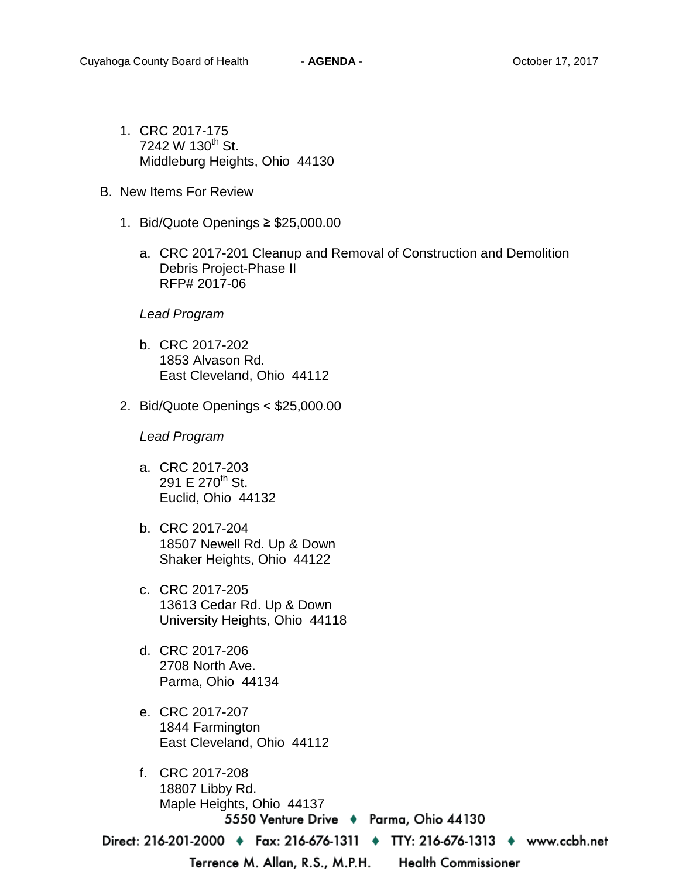1. CRC 2017-175
   7242 W 130th St.
   Middleburg Heights, Ohio 44130

B. New Items For Review

   1. Bid/Quote Openings ≥ $25,000.00

      a. CRC 2017-201 Cleanup and Removal of Construction and Demolition Debris Project-Phase II
         RFP# 2017-06

      *Lead Program*

      b. CRC 2017-202
         1853 Alvason Rd.
         East Cleveland, Ohio 44112

   2. Bid/Quote Openings < $25,000.00

      *Lead Program*

      a. CRC 2017-203
         291 E 270th St.
         Euclid, Ohio 44132

      b. CRC 2017-204
         18507 Newell Rd. Up & Down
         Shaker Heights, Ohio 44122

      c. CRC 2017-205
         13613 Cedar Rd. Up & Down
         University Heights, Ohio 44118

      d. CRC 2017-206
         2708 North Ave.
         Parma, Ohio 44134

      e. CRC 2017-207
         1844 Farmington
         East Cleveland, Ohio 44112

      f. CRC 2017-208
         18807 Libby Rd.
         Maple Heights, Ohio 44137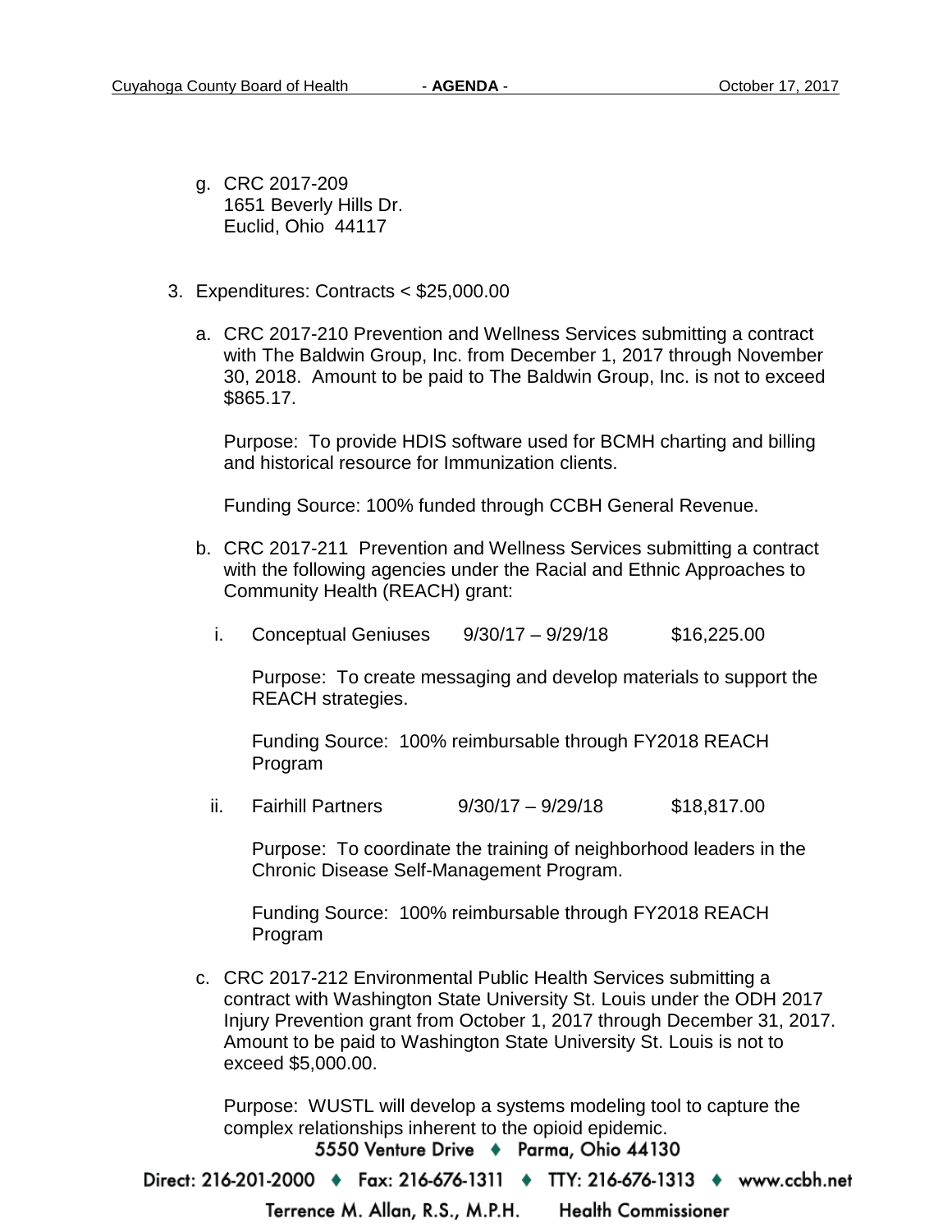g. CRC 2017-209
   1651 Beverly Hills Dr.
   Euclid, Ohio 44117

3. Expenditures: Contracts < $25,000.00

   a. CRC 2017-210 Prevention and Wellness Services submitting a contract with The Baldwin Group, Inc. from December 1, 2017 through November 30, 2018. Amount to be paid to The Baldwin Group, Inc. is not to exceed $865.17.

      Purpose: To provide HDIS software used for BCMH charting and billing and historical resource for Immunization clients.

      Funding Source: 100% funded through CCBH General Revenue.

   b. CRC 2017-211 Prevention and Wellness Services submitting a contract with the following agencies under the Racial and Ethnic Approaches to Community Health (REACH) grant:

      i. Conceptual Geniuses 9/30/17 – 9/29/18 $16,225.00

         Purpose: To create messaging and develop materials to support the REACH strategies.

         Funding Source: 100% reimbursable through FY2018 REACH Program

      ii. Fairhill Partners 9/30/17 – 9/29/18 $18,817.00

         Purpose: To coordinate the training of neighborhood leaders in the Chronic Disease Self-Management Program.

         Funding Source: 100% reimbursable through FY2018 REACH Program

   c. CRC 2017-212 Environmental Public Health Services submitting a contract with Washington State University St. Louis under the ODH 2017 Injury Prevention grant from October 1, 2017 through December 31, 2017. Amount to be paid to Washington State University St. Louis is not to exceed $5,000.00.

      Purpose: WUSTL will develop a systems modeling tool to capture the complex relationships inherent to the opioid epidemic.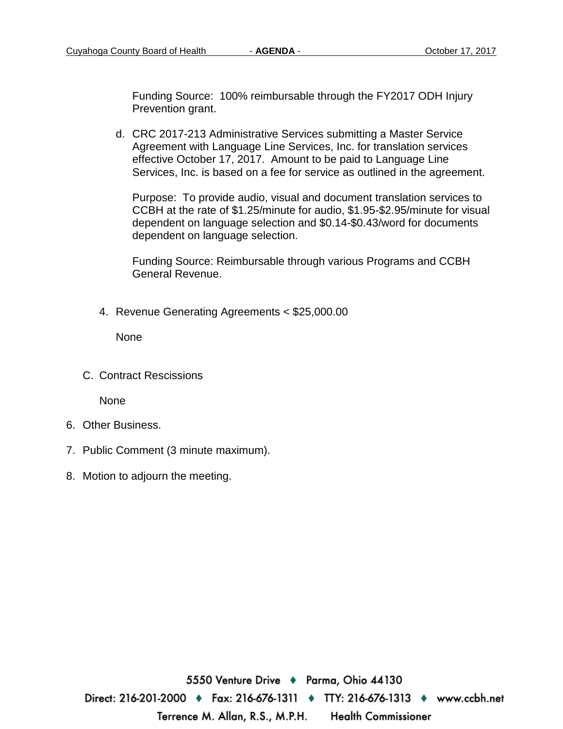Funding Source: 100% reimbursable through the FY2017 ODH Injury Prevention grant.

d. CRC 2017-213 Administrative Services submitting a Master Service Agreement with Language Line Services, Inc. for translation services effective October 17, 2017. Amount to be paid to Language Line Services, Inc. is based on a fee for service as outlined in the agreement.

   Purpose: To provide audio, visual and document translation services to CCBH at the rate of $1.25/minute for audio, $1.95-$2.95/minute for visual dependent on language selection and $0.14-$0.43/word for documents dependent on language selection.

   Funding Source: Reimbursable through various Programs and CCBH General Revenue.

4. Revenue Generating Agreements < $25,000.00

   None

C. Contract Rescissions

   None

6. Other Business.

7. Public Comment (3 minute maximum).

8. Motion to adjourn the meeting.